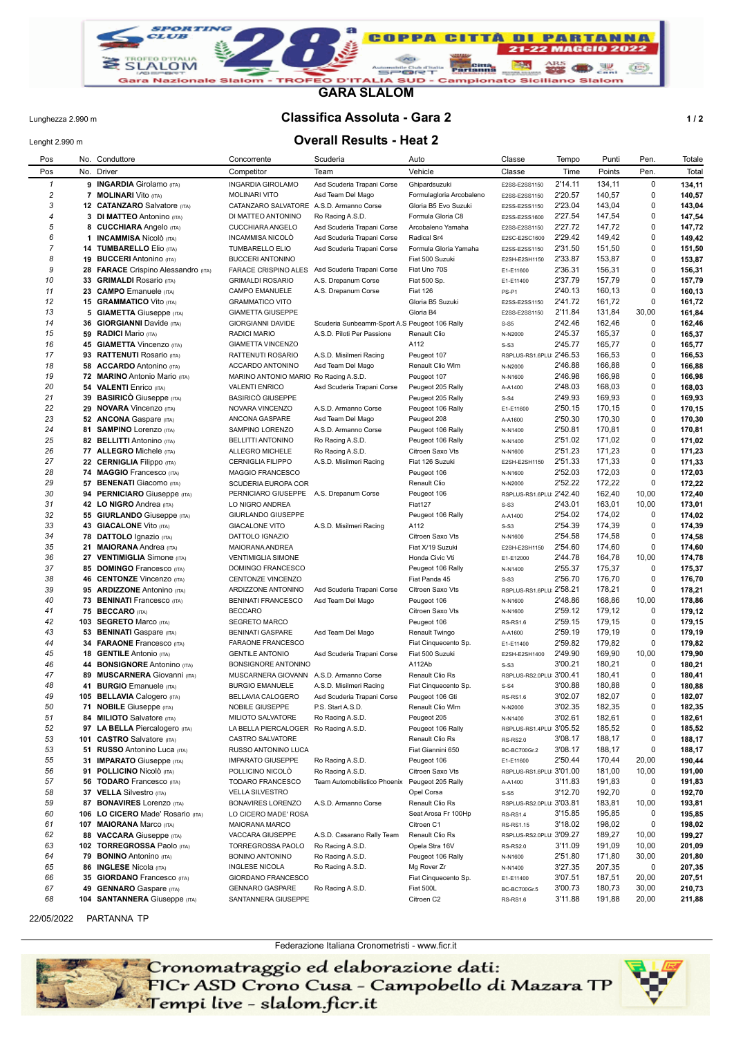# GARA SLALOM

Lunghezza 2.990 m

Lenght 2.990 m

## Classifica Assoluta - Gara 2

## Overall Results - Heat 2

| Pos | No. | Conduttore | Concorrente | Scuderia | Auto | Classe | Tempo | Punti | Pen. | Totale |
|---|---|---|---|---|---|---|---|---|---|---|
| Pos | No. | Driver | Competitor | Team | Vehicle | Classe | Time | Points | Pen. | Total |
| 1 | 9 | **INGARDIA** Girolamo (ITA) | INGARDIA GIROLAMO | Asd Scuderia Trapani Corse | Ghipardsuzuki | E2SS-E2SS1150 | 2'14.11 | 134,11 | 0 | **134,11** |
| 2 | 7 | **MOLINARI** Vito (ITA) | MOLINARI VITO | Asd Team Del Mago | Formulagloria Arcobaleno | E2SS-E2SS1150 | 2'20.57 | 140,57 | 0 | **140,57** |
| 3 | 12 | **CATANZARO** Salvatore (ITA) | CATANZARO SALVATORE | A.S.D. Armanno Corse | Gloria B5 Evo Suzuki | E2SS-E2SS1150 | 2'23.04 | 143,04 | 0 | **143,04** |
| 4 | 3 | **DI MATTEO** Antonino (ITA) | DI MATTEO ANTONINO | Ro Racing A.S.D. | Formula Gloria C8 | E2SS-E2SS1600 | 2'27.54 | 147,54 | 0 | **147,54** |
| 5 | 8 | **CUCCHIARA** Angelo (ITA) | CUCCHIARA ANGELO | Asd Scuderia Trapani Corse | Arcobaleno Yamaha | E2SS-E2SS1150 | 2'27.72 | 147,72 | 0 | **147,72** |
| 6 | 1 | **INCAMMISA** Nicolò (ITA) | INCAMMISA NICOLÒ | Asd Scuderia Trapani Corse | Radical Sr4 | E2SC-E2SC1600 | 2'29.42 | 149,42 | 0 | **149,42** |
| 7 | 14 | **TUMBARELLO** Elio (ITA) | TUMBARELLO ELIO | Asd Scuderia Trapani Corse | Formula Gloria Yamaha | E2SS-E2SS1150 | 2'31.50 | 151,50 | 0 | **151,50** |
| 8 | 19 | **BUCCERI** Antonino (ITA) | BUCCERI ANTONINO | | Fiat 500 Suzuki | E2SH-E2SH1150 | 2'33.87 | 153,87 | 0 | **153,87** |
| 9 | 28 | **FARACE** Crispino Alessandro (ITA) | FARACE CRISPINO ALES | Asd Scuderia Trapani Corse | Fiat Uno 70S | E1-E11600 | 2'36.31 | 156,31 | 0 | **156,31** |
| 10 | 33 | **GRIMALDI** Rosario (ITA) | GRIMALDI ROSARIO | A.S. Drepanum Corse | Fiat 500 Sp. | E1-E11400 | 2'37.79 | 157,79 | 0 | **157,79** |
| 11 | 23 | **CAMPO** Emanuele (ITA) | CAMPO EMANUELE | A.S. Drepanum Corse | Fiat 126 | PS-P1 | 2'40.13 | 160,13 | 0 | **160,13** |
| 12 | 15 | **GRAMMATICO** Vito (ITA) | GRAMMATICO VITO | | Gloria B5 Suzuki | E2SS-E2SS1150 | 2'41.72 | 161,72 | 0 | **161,72** |
| 13 | 5 | **GIAMETTA** Giuseppe (ITA) | GIAMETTA GIUSEPPE | | Gloria B4 | E2SS-E2SS1150 | 2'11.84 | 131,84 | 30,00 | **161,84** |
| 14 | 36 | **GIORGIANNI** Davide (ITA) | GIORGIANNI DAVIDE | Scuderia Sunbeamm-Sport A.S | Peugeot 106 Rally | S-S5 | 2'42.46 | 162,46 | 0 | **162,46** |
| 15 | 59 | **RADICI** Mario (ITA) | RADICI MARIO | A.S.D. Piloti Per Passione | Renault Clio | N-N2000 | 2'45.37 | 165,37 | 0 | **165,37** |
| 16 | 45 | **GIAMETTA** Vincenzo (ITA) | GIAMETTA VINCENZO | | A112 | S-S3 | 2'45.77 | 165,77 | 0 | **165,77** |
| 17 | 93 | **RATTENUTI** Rosario (ITA) | RATTENUTI ROSARIO | A.S.D. Misilmeri Racing | Peugeot 107 | RSPLUS-RS1.6PLU: | 2'46.53 | 166,53 | 0 | **166,53** |
| 18 | 58 | **ACCARDO** Antonino (ITA) | ACCARDO ANTONINO | Asd Team Del Mago | Renault Clio Wlm | N-N2000 | 2'46.88 | 166,88 | 0 | **166,88** |
| 19 | 72 | **MARINO** Antonio Mario (ITA) | MARINO ANTONIO MARIO | Ro Racing A.S.D. | Peugeot 107 | N-N1600 | 2'46.98 | 166,98 | 0 | **166,98** |
| 20 | 54 | **VALENTI** Enrico (ITA) | VALENTI ENRICO | Asd Scuderia Trapani Corse | Peugeot 205 Rally | A-A1400 | 2'48.03 | 168,03 | 0 | **168,03** |
| 21 | 39 | **BASIRICÒ** Giuseppe (ITA) | BASIRICÒ GIUSEPPE | | Peugeot 205 Rally | S-S4 | 2'49.93 | 169,93 | 0 | **169,93** |
| 22 | 29 | **NOVARA** Vincenzo (ITA) | NOVARA VINCENZO | A.S.D. Armanno Corse | Peugeot 106 Rally | E1-E11600 | 2'50.15 | 170,15 | 0 | **170,15** |
| 23 | 52 | **ANCONA** Gaspare (ITA) | ANCONA GASPARE | Asd Team Del Mago | Peugeot 208 | A-A1600 | 2'50.30 | 170,30 | 0 | **170,30** |
| 24 | 81 | **SAMPINO** Lorenzo (ITA) | SAMPINO LORENZO | A.S.D. Armanno Corse | Peugeot 106 Rally | N-N1400 | 2'50.81 | 170,81 | 0 | **170,81** |
| 25 | 82 | **BELLITTI** Antonino (ITA) | BELLITTI ANTONINO | Ro Racing A.S.D. | Peugeot 106 Rally | N-N1400 | 2'51.02 | 171,02 | 0 | **171,02** |
| 26 | 77 | **ALLEGRO** Michele (ITA) | ALLEGRO MICHELE | Ro Racing A.S.D. | Citroen Saxo Vts | N-N1600 | 2'51.23 | 171,23 | 0 | **171,23** |
| 27 | 22 | **CERNIGLIA** Filippo (ITA) | CERNIGLIA FILIPPO | A.S.D. Misilmeri Racing | Fiat 126 Suzuki | E2SH-E2SH1150 | 2'51.33 | 171,33 | 0 | **171,33** |
| 28 | 74 | **MAGGIO** Francesco (ITA) | MAGGIO FRANCESCO | | Peugeot 106 | N-N1600 | 2'52.03 | 172,03 | 0 | **172,03** |
| 29 | 57 | **BENENATI** Giacomo (ITA) | SCUDERIA EUROPA COR | | Renault Clio | N-N2000 | 2'52.22 | 172,22 | 0 | **172,22** |
| 30 | 94 | **PERNICIARO** Giuseppe (ITA) | PERNICIARO GIUSEPPE | A.S. Drepanum Corse | Peugeot 106 | RSPLUS-RS1.6PLU: | 2'42.40 | 162,40 | 10,00 | **172,40** |
| 31 | 42 | **LO NIGRO** Andrea (ITA) | LO NIGRO ANDREA | | Fiat127 | S-S3 | 2'43.01 | 163,01 | 10,00 | **173,01** |
| 32 | 55 | **GIURLANDO** Giuseppe (ITA) | GIURLANDO GIUSEPPE | | Peugeot 106 Rally | A-A1400 | 2'54.02 | 174,02 | 0 | **174,02** |
| 33 | 43 | **GIACALONE** Vito (ITA) | GIACALONE VITO | A.S.D. Misilmeri Racing | A112 | S-S3 | 2'54.39 | 174,39 | 0 | **174,39** |
| 34 | 78 | **DATTOLO** Ignazio (ITA) | DATTOLO IGNAZIO | | Citroen Saxo Vts | N-N1600 | 2'54.58 | 174,58 | 0 | **174,58** |
| 35 | 21 | **MAIORANA** Andrea (ITA) | MAIORANA ANDREA | | Fiat X/19 Suzuki | E2SH-E2SH1150 | 2'54.60 | 174,60 | 0 | **174,60** |
| 36 | 27 | **VENTIMIGLIA** Simone (ITA) | VENTIMIGLIA SIMONE | | Honda Civic Vti | E1-E12000 | 2'44.78 | 164,78 | 10,00 | **174,78** |
| 37 | 85 | **DOMINGO** Francesco (ITA) | DOMINGO FRANCESCO | | Peugeot 106 Rally | N-N1400 | 2'55.37 | 175,37 | 0 | **175,37** |
| 38 | 46 | **CENTONZE** Vincenzo (ITA) | CENTONZE VINCENZO | | Fiat Panda 45 | S-S3 | 2'56.70 | 176,70 | 0 | **176,70** |
| 39 | 95 | **ARDIZZONE** Antonino (ITA) | ARDIZZONE ANTONINO | Asd Scuderia Trapani Corse | Citroen Saxo Vts | RSPLUS-RS1.6PLU: | 2'58.21 | 178,21 | 0 | **178,21** |
| 40 | 73 | **BENINATI** Francesco (ITA) | BENINATI FRANCESCO | Asd Team Del Mago | Peugeot 106 | N-N1600 | 2'48.86 | 168,86 | 10,00 | **178,86** |
| 41 | 75 | **BECCARO** (ITA) | BECCARO | | Citroen Saxo Vts | N-N1600 | 2'59.12 | 179,12 | 0 | **179,12** |
| 42 | 103 | **SEGRETO** Marco (ITA) | SEGRETO MARCO | | Peugeot 106 | RS-RS1.6 | 2'59.15 | 179,15 | 0 | **179,15** |
| 43 | 53 | **BENINATI** Gaspare (ITA) | BENINATI GASPARE | Asd Team Del Mago | Renault Twingo | A-A1600 | 2'59.19 | 179,19 | 0 | **179,19** |
| 44 | 34 | **FARAONE** Francesco (ITA) | FARAONE FRANCESCO | | Fiat Cinquecento Sp. | E1-E11400 | 2'59.82 | 179,82 | 0 | **179,82** |
| 45 | 18 | **GENTILE** Antonio (ITA) | GENTILE ANTONIO | Asd Scuderia Trapani Corse | Fiat 500 Suzuki | E2SH-E2SH1400 | 2'49.90 | 169,90 | 10,00 | **179,90** |
| 46 | 44 | **BONSIGNORE** Antonino (ITA) | BONSIGNORE ANTONINO | | A112Ab | S-S3 | 3'00.21 | 180,21 | 0 | **180,21** |
| 47 | 89 | **MUSCARNERA** Giovanni (ITA) | MUSCARNERA GIOVANN | A.S.D. Armanno Corse | Renault Clio Rs | RSPLUS-RS2.0PLU: | 3'00.41 | 180,41 | 0 | **180,41** |
| 48 | 41 | **BURGIO** Emanuele (ITA) | BURGIO EMANUELE | A.S.D. Misilmeri Racing | Fiat Cinquecento Sp. | S-S4 | 3'00.88 | 180,88 | 0 | **180,88** |
| 49 | 105 | **BELLAVIA** Calogero (ITA) | BELLAVIA CALOGERO | Asd Scuderia Trapani Corse | Peugeot 106 Gti | RS-RS1.6 | 3'02.07 | 182,07 | 0 | **182,07** |
| 50 | 71 | **NOBILE** Giuseppe (ITA) | NOBILE GIUSEPPE | P.S. Start A.S.D. | Renault Clio Wlm | N-N2000 | 3'02.35 | 182,35 | 0 | **182,35** |
| 51 | 84 | **MILIOTO** Salvatore (ITA) | MILIOTO SALVATORE | Ro Racing A.S.D. | Peugeot 205 | N-N1400 | 3'02.61 | 182,61 | 0 | **182,61** |
| 52 | 97 | **LA BELLA** Piercalogero (ITA) | LA BELLA PIERCALOGER | Ro Racing A.S.D. | Peugeot 106 Rally | RSPLUS-RS1.4PLU: | 3'05.52 | 185,52 | 0 | **185,52** |
| 53 | 101 | **CASTRO** Salvatore (ITA) | CASTRO SALVATORE | | Renault Clio Rs | RS-RS2.0 | 3'08.17 | 188,17 | 0 | **188,17** |
| 53 | 51 | **RUSSO** Antonino Luca (ITA) | RUSSO ANTONINO LUCA | | Fiat Giannini 650 | BC-BC700Gr.2 | 3'08.17 | 188,17 | 0 | **188,17** |
| 55 | 31 | **IMPARATO** Giuseppe (ITA) | IMPARATO GIUSEPPE | Ro Racing A.S.D. | Peugeot 106 | E1-E11600 | 2'50.44 | 170,44 | 20,00 | **190,44** |
| 56 | 91 | **POLLICINO** Nicolò (ITA) | POLLICINO NICOLÒ | Ro Racing A.S.D. | Citroen Saxo Vts | RSPLUS-RS1.6PLU: | 3'01.00 | 181,00 | 10,00 | **191,00** |
| 57 | 56 | **TODARO** Francesco (ITA) | TODARO FRANCESCO | Team Automobilistico Phoenix | Peugeot 205 Rally | A-A1400 | 3'11.83 | 191,83 | 0 | **191,83** |
| 58 | 37 | **VELLA** Silvestro (ITA) | VELLA SILVESTRO | | Opel Corsa | S-S5 | 3'12.70 | 192,70 | 0 | **192,70** |
| 59 | 87 | **BONAVIRES** Lorenzo (ITA) | BONAVIRES LORENZO | A.S.D. Armanno Corse | Renault Clio Rs | RSPLUS-RS2.0PLU: | 3'03.81 | 183,81 | 10,00 | **193,81** |
| 60 | 106 | **LO CICERO** Made' Rosario (ITA) | LO CICERO MADE' ROSA | | Seat Arosa Fr 100Hp | RS-RS1.4 | 3'15.85 | 195,85 | 0 | **195,85** |
| 61 | 107 | **MAIORANA** Marco (ITA) | MAIORANA MARCO | | Citroen C1 | RS-RS1.15 | 3'18.02 | 198,02 | 0 | **198,02** |
| 62 | 88 | **VACCARA** Giuseppe (ITA) | VACCARA GIUSEPPE | A.S.D. Casarano Rally Team | Renault Clio Rs | RSPLUS-RS2.0PLU: | 3'09.27 | 189,27 | 10,00 | **199,27** |
| 63 | 102 | **TORREGROSSA** Paolo (ITA) | TORREGROSSA PAOLO | Ro Racing A.S.D. | Opela Stra 16V | RS-RS2.0 | 3'11.09 | 191,09 | 10,00 | **201,09** |
| 64 | 79 | **BONINO** Antonino (ITA) | BONINO ANTONINO | Ro Racing A.S.D. | Peugeot 106 Rally | N-N1600 | 2'51.80 | 171,80 | 30,00 | **201,80** |
| 65 | 86 | **INGLESE** Nicola (ITA) | INGLESE NICOLA | Ro Racing A.S.D. | Mg Rover Zr | N-N1400 | 3'27.35 | 207,35 | 0 | **207,35** |
| 66 | 35 | **GIORDANO** Francesco (ITA) | GIORDANO FRANCESCO | | Fiat Cinquecento Sp. | E1-E11400 | 3'07.51 | 187,51 | 20,00 | **207,51** |
| 67 | 49 | **GENNARO** Gaspare (ITA) | GENNARO GASPARE | Ro Racing A.S.D. | Fiat 500L | BC-BC700Gr.5 | 3'00.73 | 180,73 | 30,00 | **210,73** |
| 68 | 104 | **SANTANNERA** Giuseppe (ITA) | SANTANNERA GIUSEPPE | | Citroen C2 | RS-RS1.6 | 3'11.88 | 191,88 | 20,00 | **211,88** |

22/05/2022 PARTANNA TP

Federazione Italiana Cronometristi - www.ficr.it

Cronomatraggio ed elaborazione dati:
FICr ASD Crono Cusa - Campobello di Mazara TP
Tempi live - slalom.ficr.it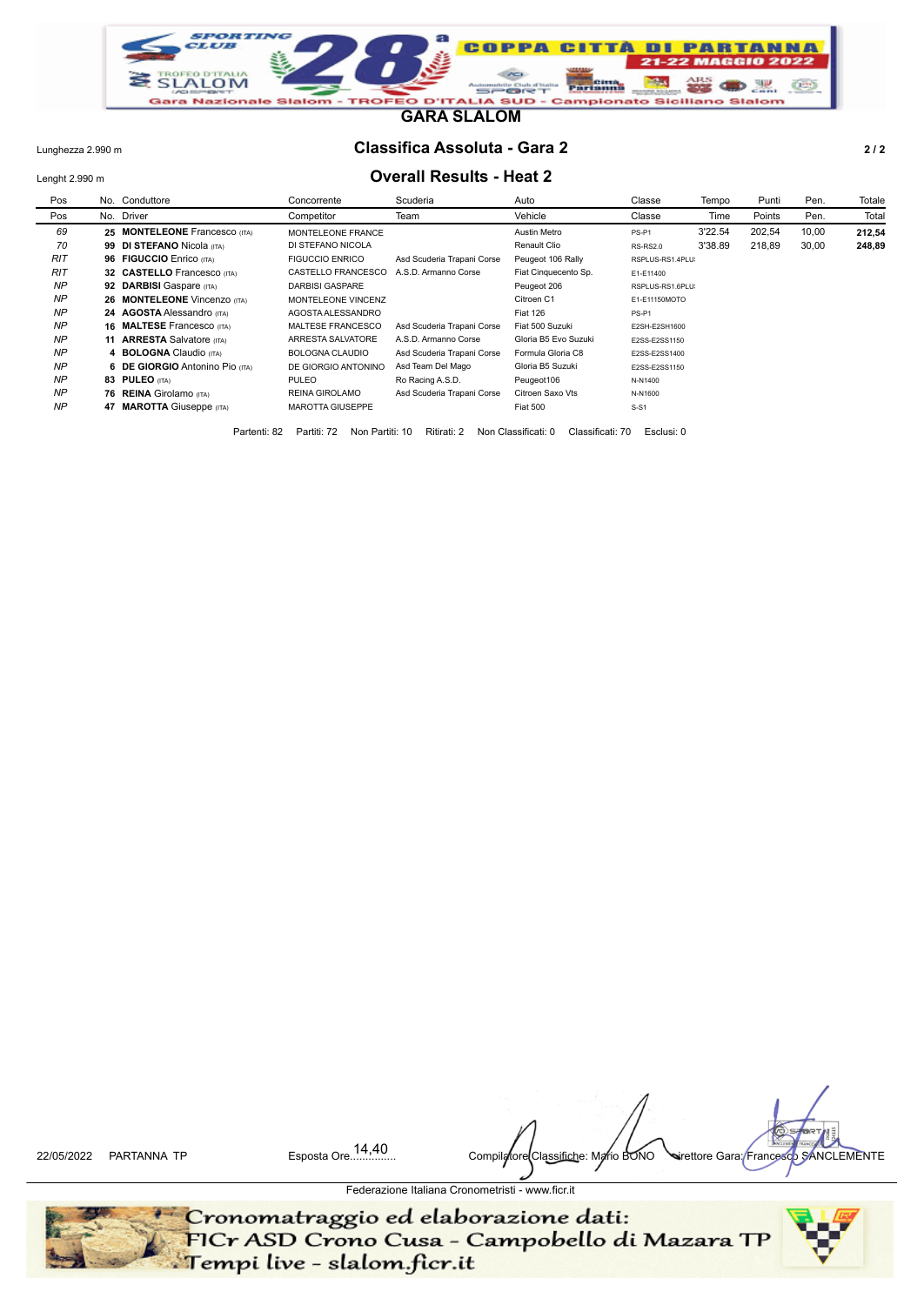GARA SLALOM

Lunghezza 2.990 m

Lenght 2.990 m

## Classifica Assoluta - Gara 2

## Overall Results - Heat 2

| Pos<br>Pos | No.<br>No. | Conduttore<br>Driver | Concorrente<br>Competitor | Scuderia<br>Team | Auto<br>Vehicle | Classe<br>Classe | Tempo<br>Time | Punti<br>Points | Pen.<br>Pen. | Totale<br>Total |
|---|---|---|---|---|---|---|---|---|---|---|
| 69 | 25 | **MONTELEONE** Francesco (ITA) | MONTELEONE FRANCE | | Austin Metro | PS-P1 | 3'22.54 | 202,54 | 10,00 | **212,54** |
| 70 | 99 | **DI STEFANO** Nicola (ITA) | DI STEFANO NICOLA | | Renault Clio | RS-RS2.0 | 3'38.89 | 218,89 | 30,00 | **248,89** |
| RIT | 96 | **FIGUCCIO** Enrico (ITA) | FIGUCCIO ENRICO | Asd Scuderia Trapani Corse | Peugeot 106 Rally | RSPLUS-RS1.4PLU | | | | |
| RIT | 32 | **CASTELLO** Francesco (ITA) | CASTELLO FRANCESCO | A.S.D. Armanno Corse | Fiat Cinquecento Sp. | E1-E11400 | | | | |
| NP | 92 | **DARBISI** Gaspare (ITA) | DARBISI GASPARE | | Peugeot 206 | RSPLUS-RS1.6PLU | | | | |
| NP | 26 | **MONTELEONE** Vincenzo (ITA) | MONTELEONE VINCENZ | | Citroen C1 | E1-E11150MOTO | | | | |
| NP | 24 | **AGOSTA** Alessandro (ITA) | AGOSTA ALESSANDRO | | Fiat 126 | PS-P1 | | | | |
| NP | 16 | **MALTESE** Francesco (ITA) | MALTESE FRANCESCO | Asd Scuderia Trapani Corse | Fiat 500 Suzuki | E2SH-E2SH1600 | | | | |
| NP | 11 | **ARRESTA** Salvatore (ITA) | ARRESTA SALVATORE | A.S.D. Armanno Corse | Gloria B5 Evo Suzuki | E2SS-E2SS1150 | | | | |
| NP | 4 | **BOLOGNA** Claudio (ITA) | BOLOGNA CLAUDIO | Asd Scuderia Trapani Corse | Formula Gloria C8 | E2SS-E2SS1400 | | | | |
| NP | 6 | **DE GIORGIO** Antonino Pio (ITA) | DE GIORGIO ANTONINO | Asd Team Del Mago | Gloria B5 Suzuki | E2SS-E2SS1150 | | | | |
| NP | 83 | **PULEO** (ITA) | PULEO | Ro Racing A.S.D. | Peugeot106 | N-N1400 | | | | |
| NP | 76 | **REINA** Girolamo (ITA) | REINA GIROLAMO | Asd Scuderia Trapani Corse | Citroen Saxo Vts | N-N1600 | | | | |
| NP | 47 | **MAROTTA** Giuseppe (ITA) | MAROTTA GIUSEPPE | | Fiat 500 | S-S1 | | | | |

Partenti: 82 Partiti: 72 Non Partiti: 10 Ritirati: 2 Non Classificati: 0 Classificati: 70 Esclusi: 0

22/05/2022 PARTANNA TP

Esposta Ore 14,40

Compilatore Classifiche: Mario BONO

Direttore Gara: Francesco SANCLEMENTE

Federazione Italiana Cronometristi - www.ficr.it

Cronomatraggio ed elaborazione dati:
FICr ASD Crono Cusa - Campobello di Mazara TP
Tempi live - slalom.ficr.it